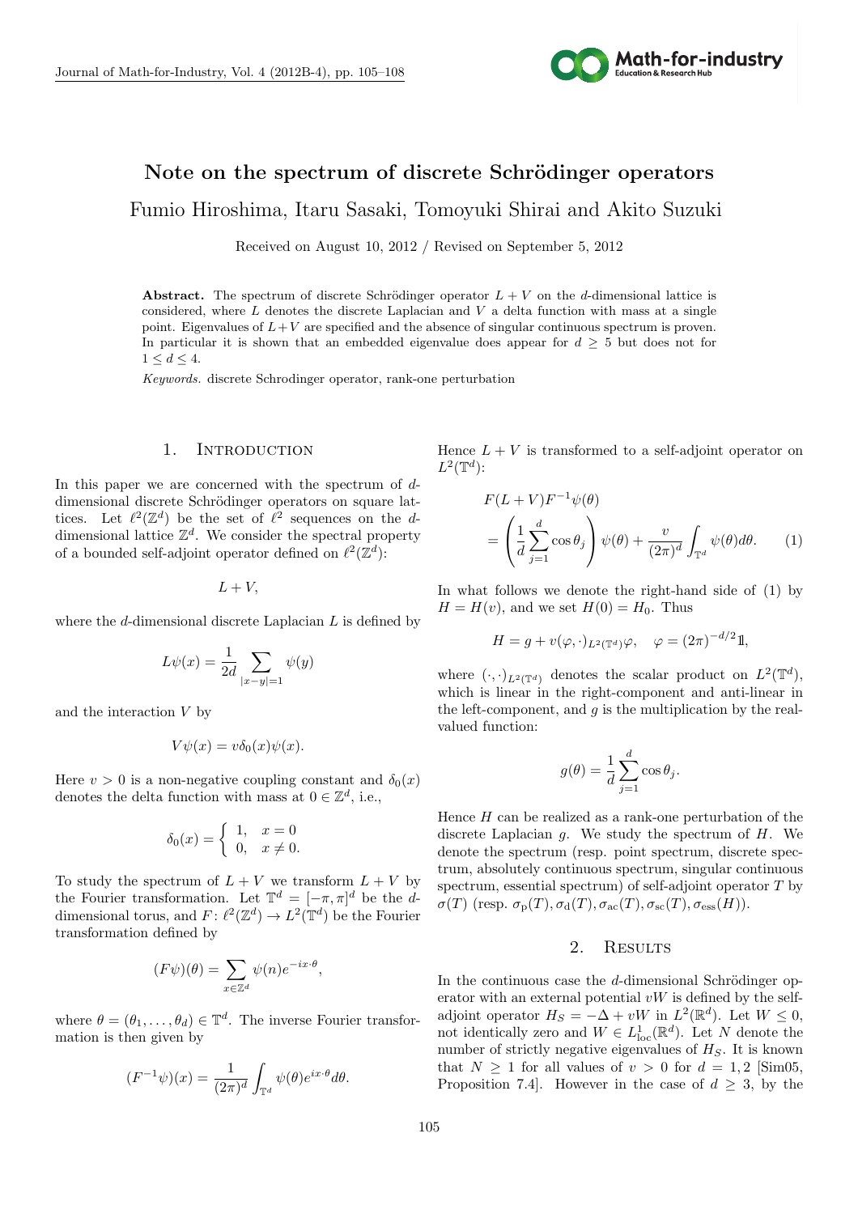# Note on the spectrum of discrete Schrödinger operators

Fumio Hiroshima, Itaru Sasaki, Tomoyuki Shirai and Akito Suzuki

Received on August 10, 2012 / Revised on September 5, 2012

**Abstract.** The spectrum of discrete Schrödinger operator $L + V$ on the $d$-dimensional lattice is considered, where $L$ denotes the discrete Laplacian and $V$ a delta function with mass at a single point. Eigenvalues of $L+V$ are specified and the absence of singular continuous spectrum is proven. In particular it is shown that an embedded eigenvalue does appear for $d \geq 5$ but does not for $1 \leq d \leq 4$.

*Keywords.* discrete Schrodinger operator, rank-one perturbation

## 1. Introduction

In this paper we are concerned with the spectrum of $d$-dimensional discrete Schrödinger operators on square lattices. Let $\ell^2(\mathbb{Z}^d)$ be the set of $\ell^2$ sequences on the $d$-dimensional lattice $\mathbb{Z}^d$. We consider the spectral property of a bounded self-adjoint operator defined on $\ell^2(\mathbb{Z}^d)$:

$$L + V,$$

where the $d$-dimensional discrete Laplacian $L$ is defined by

$$L\psi(x) = \frac{1}{2d} \sum_{|x-y|=1} \psi(y)$$

and the interaction $V$ by

$$V\psi(x) = v\delta_0(x)\psi(x).$$

Here $v > 0$ is a non-negative coupling constant and $\delta_0(x)$ denotes the delta function with mass at $0 \in \mathbb{Z}^d$, i.e.,

$$\delta_0(x) = \begin{cases} 1, & x = 0 \\ 0, & x \neq 0. \end{cases}$$

To study the spectrum of $L + V$ we transform $L + V$ by the Fourier transformation. Let $\mathbb{T}^d = [-\pi, \pi]^d$ be the $d$-dimensional torus, and $F\colon \ell^2(\mathbb{Z}^d) \to L^2(\mathbb{T}^d)$ be the Fourier transformation defined by

$$(F\psi)(\theta) = \sum_{x \in \mathbb{Z}^d} \psi(n) e^{-ix\cdot\theta},$$

where $\theta = (\theta_1, \ldots, \theta_d) \in \mathbb{T}^d$. The inverse Fourier transformation is then given by

$$(F^{-1}\psi)(x) = \frac{1}{(2\pi)^d} \int_{\mathbb{T}^d} \psi(\theta) e^{ix\cdot\theta} d\theta.$$

Hence $L + V$ is transformed to a self-adjoint operator on $L^2(\mathbb{T}^d)$:

$$F(L+V)F^{-1}\psi(\theta) = \left( \frac{1}{d} \sum_{j=1}^{d} \cos\theta_j \right) \psi(\theta) + \frac{v}{(2\pi)^d} \int_{\mathbb{T}^d} \psi(\theta) d\theta. \qquad (1)$$

In what follows we denote the right-hand side of (1) by $H = H(v)$, and we set $H(0) = H_0$. Thus

$$H = g + v(\varphi, \cdot)_{L^2(\mathbb{T}^d)} \varphi, \quad \varphi = (2\pi)^{-d/2} \mathbb{1},$$

where $(\cdot, \cdot)_{L^2(\mathbb{T}^d)}$ denotes the scalar product on $L^2(\mathbb{T}^d)$, which is linear in the right-component and anti-linear in the left-component, and $g$ is the multiplication by the real-valued function:

$$g(\theta) = \frac{1}{d} \sum_{j=1}^{d} \cos\theta_j.$$

Hence $H$ can be realized as a rank-one perturbation of the discrete Laplacian $g$. We study the spectrum of $H$. We denote the spectrum (resp. point spectrum, discrete spectrum, absolutely continuous spectrum, singular continuous spectrum, essential spectrum) of self-adjoint operator $T$ by $\sigma(T)$ (resp. $\sigma_{\mathrm{p}}(T), \sigma_{\mathrm{d}}(T), \sigma_{\mathrm{ac}}(T), \sigma_{\mathrm{sc}}(T), \sigma_{\mathrm{ess}}(H)$).

## 2. Results

In the continuous case the $d$-dimensional Schrödinger operator with an external potential $vW$ is defined by the self-adjoint operator $H_S = -\Delta + vW$ in $L^2(\mathbb{R}^d)$. Let $W \leq 0$, not identically zero and $W \in L^1_{\mathrm{loc}}(\mathbb{R}^d)$. Let $N$ denote the number of strictly negative eigenvalues of $H_S$. It is known that $N \geq 1$ for all values of $v > 0$ for $d = 1, 2$ [Sim05, Proposition 7.4]. However in the case of $d \geq 3$, by the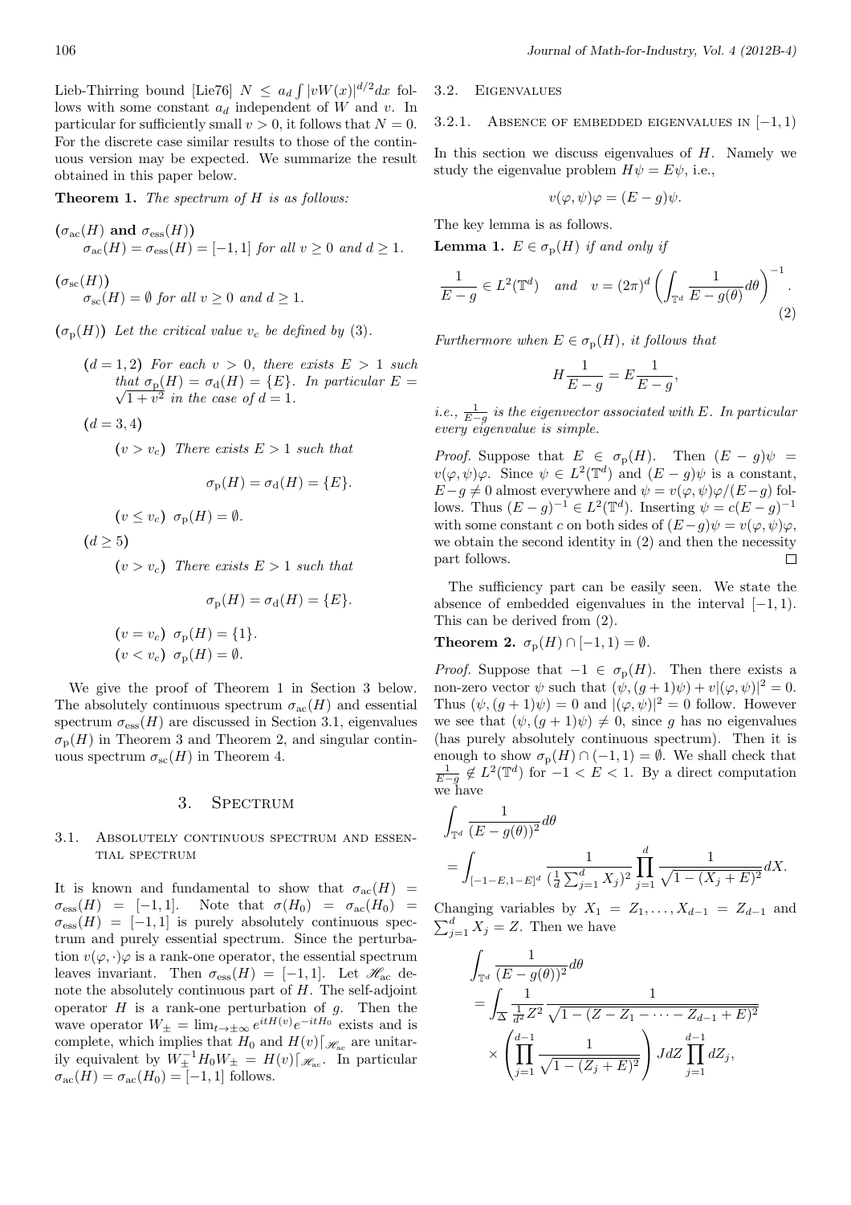Lieb-Thirring bound [Lie76] $N \le a_d \int |vW(x)|^{d/2}dx$ follows with some constant $a_d$ independent of $W$ and $v$. In particular for sufficiently small $v > 0$, it follows that $N = 0$. For the discrete case similar results to those of the continuous version may be expected. We summarize the result obtained in this paper below.

**Theorem 1.** *The spectrum of $H$ is as follows:*

($\sigma_{\rm ac}(H)$ **and** $\sigma_{\rm ess}(H)$)
$\sigma_{\rm ac}(H) = \sigma_{\rm ess}(H) = [-1, 1]$ *for all $v \ge 0$ and $d \ge 1$.*

($\sigma_{\rm sc}(H)$)
$\sigma_{\rm sc}(H) = \emptyset$ *for all $v \ge 0$ and $d \ge 1$.*

($\sigma_{\rm p}(H)$) *Let the critical value $v_c$ be defined by (3).*

- ($d = 1, 2$) *For each $v > 0$, there exists $E > 1$ such that $\sigma_{\rm p}(H) = \sigma_{\rm d}(H) = \{E\}$. In particular $E = \sqrt{1 + v^2}$ in the case of $d = 1$.*
- ($d = 3, 4$)
  - ($v > v_c$) *There exists $E > 1$ such that*
  $$\sigma_{\rm p}(H) = \sigma_{\rm d}(H) = \{E\}.$$
  - ($v \le v_c$) $\sigma_{\rm p}(H) = \emptyset$.
- ($d \ge 5$)
  - ($v > v_c$) *There exists $E > 1$ such that*
  $$\sigma_{\rm p}(H) = \sigma_{\rm d}(H) = \{E\}.$$
  - ($v = v_c$) $\sigma_{\rm p}(H) = \{1\}$.
  - ($v < v_c$) $\sigma_{\rm p}(H) = \emptyset$.

We give the proof of Theorem 1 in Section 3 below. The absolutely continuous spectrum $\sigma_{\rm ac}(H)$ and essential spectrum $\sigma_{\rm ess}(H)$ are discussed in Section 3.1, eigenvalues $\sigma_{\rm p}(H)$ in Theorem 3 and Theorem 2, and singular continuous spectrum $\sigma_{\rm sc}(H)$ in Theorem 4.

## 3. Spectrum

### 3.1. Absolutely continuous spectrum and essential spectrum

It is known and fundamental to show that $\sigma_{\rm ac}(H) = \sigma_{\rm ess}(H) = [-1, 1]$. Note that $\sigma(H_0) = \sigma_{\rm ac}(H_0) = \sigma_{\rm ess}(H) = [-1, 1]$ is purely absolutely continuous spectrum and purely essential spectrum. Since the perturbation $v(\varphi, \cdot)\varphi$ is a rank-one operator, the essential spectrum leaves invariant. Then $\sigma_{\rm ess}(H) = [-1, 1]$. Let $\mathscr{H}_{\rm ac}$ denote the absolutely continuous part of $H$. The self-adjoint operator $H$ is a rank-one perturbation of $g$. Then the wave operator $W_\pm = \lim_{t\to\pm\infty} e^{itH(v)}e^{-itH_0}$ exists and is complete, which implies that $H_0$ and $H(v)\lceil_{\mathscr{H}_{\rm ac}}$ are unitarily equivalent by $W_\pm^{-1} H_0 W_\pm = H(v)\lceil_{\mathscr{H}_{\rm ac}}$. In particular $\sigma_{\rm ac}(H) = \sigma_{\rm ac}(H_0) = [-1, 1]$ follows.

### 3.2. Eigenvalues

#### 3.2.1. Absence of embedded eigenvalues in $[-1, 1)$

In this section we discuss eigenvalues of $H$. Namely we study the eigenvalue problem $H\psi = E\psi$, i.e.,

$$v(\varphi, \psi)\varphi = (E - g)\psi.$$

The key lemma is as follows.

**Lemma 1.** *$E \in \sigma_{\rm p}(H)$ if and only if*

$$\frac{1}{E - g} \in L^2(\mathbb{T}^d) \quad \text{and} \quad v = (2\pi)^d \left( \int_{\mathbb{T}^d} \frac{1}{E - g(\theta)} d\theta \right)^{-1}. \tag{2}$$

*Furthermore when $E \in \sigma_{\rm p}(H)$, it follows that*

$$H \frac{1}{E - g} = E \frac{1}{E - g},$$

*i.e., $\frac{1}{E-g}$ is the eigenvector associated with $E$. In particular every eigenvalue is simple.*

*Proof.* Suppose that $E \in \sigma_{\rm p}(H)$. Then $(E - g)\psi = v(\varphi, \psi)\varphi$. Since $\psi \in L^2(\mathbb{T}^d)$ and $(E - g)\psi$ is a constant, $E - g \ne 0$ almost everywhere and $\psi = v(\varphi, \psi)\varphi/(E - g)$ follows. Thus $(E - g)^{-1} \in L^2(\mathbb{T}^d)$. Inserting $\psi = c(E - g)^{-1}$ with some constant $c$ on both sides of $(E - g)\psi = v(\varphi, \psi)\varphi$, we obtain the second identity in (2) and then the necessity part follows. □

The sufficiency part can be easily seen. We state the absence of embedded eigenvalues in the interval $[-1, 1)$. This can be derived from (2).

**Theorem 2.** $\sigma_{\rm p}(H) \cap [-1, 1) = \emptyset$.

*Proof.* Suppose that $-1 \in \sigma_{\rm p}(H)$. Then there exists a non-zero vector $\psi$ such that $(\psi, (g + 1)\psi) + v|(\varphi, \psi)|^2 = 0$. Thus $(\psi, (g + 1)\psi) = 0$ and $|(\varphi, \psi)|^2 = 0$ follow. However we see that $(\psi, (g + 1)\psi) \ne 0$, since $g$ has no eigenvalues (has purely absolutely continuous spectrum). Then it is enough to show $\sigma_{\rm p}(H) \cap (-1, 1) = \emptyset$. We shall check that $\frac{1}{E-g} \notin L^2(\mathbb{T}^d)$ for $-1 < E < 1$. By a direct computation we have

$$\begin{aligned}
&\int_{\mathbb{T}^d} \frac{1}{(E - g(\theta))^2} d\theta \\
&= \int_{[-1-E, 1-E]^d} \frac{1}{(\frac{1}{d}\sum_{j=1}^d X_j)^2} \prod_{j=1}^d \frac{1}{\sqrt{1 - (X_j + E)^2}} dX.
\end{aligned}$$

Changing variables by $X_1 = Z_1, \ldots, X_{d-1} = Z_{d-1}$ and $\sum_{j=1}^d X_j = Z$. Then we have

$$\begin{aligned}
&\int_{\mathbb{T}^d} \frac{1}{(E - g(\theta))^2} d\theta \\
&= \int_{\Delta} \frac{1}{\frac{1}{d^2} Z^2} \frac{1}{\sqrt{1 - (Z - Z_1 - \cdots - Z_{d-1} + E)^2}} \\
&\quad \times \left( \prod_{j=1}^{d-1} \frac{1}{\sqrt{1 - (Z_j + E)^2}} \right) J dZ \prod_{j=1}^{d-1} dZ_j,
\end{aligned}$$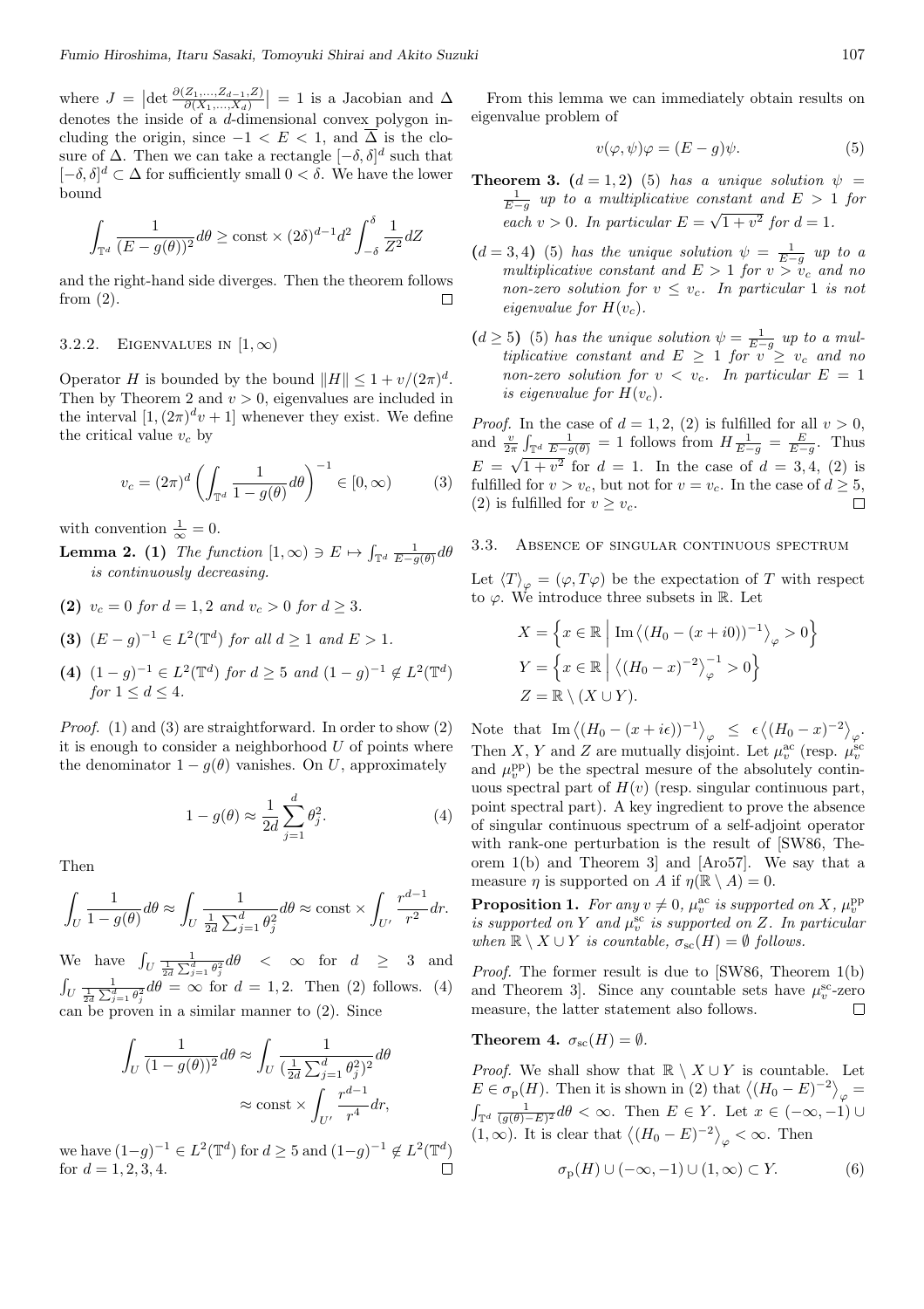where $J = \left|\det \frac{\partial(Z_1,\ldots,Z_{d-1},Z)}{\partial(X_1,\ldots,X_d)}\right| = 1$ is a Jacobian and $\Delta$ denotes the inside of a $d$-dimensional convex polygon including the origin, since $-1 < E < 1$, and $\overline{\Delta}$ is the closure of $\Delta$. Then we can take a rectangle $[-\delta,\delta]^d$ such that $[-\delta,\delta]^d \subset \Delta$ for sufficiently small $0<\delta$. We have the lower bound

$$\int_{\mathbb{T}^d} \frac{1}{(E-g(\theta))^2} d\theta \geq \text{const} \times (2\delta)^{d-1} d^2 \int_{-\delta}^{\delta} \frac{1}{Z^2} dZ$$

and the right-hand side diverges. Then the theorem follows from (2). $\square$

#### 3.2.2. Eigenvalues in $[1,\infty)$

Operator $H$ is bounded by the bound $\|H\| \leq 1 + v/(2\pi)^d$. Then by Theorem 2 and $v>0$, eigenvalues are included in the interval $[1,(2\pi)^d v + 1]$ whenever they exist. We define the critical value $v_c$ by

$$v_c = (2\pi)^d \left( \int_{\mathbb{T}^d} \frac{1}{1-g(\theta)} d\theta \right)^{-1} \in [0,\infty) \tag{3}$$

with convention $\frac{1}{\infty} = 0$.

**Lemma 2.** **(1)** *The function* $[1,\infty) \ni E \mapsto \int_{\mathbb{T}^d} \frac{1}{E-g(\theta)} d\theta$ *is continuously decreasing.*

**(2)** $v_c = 0$ *for* $d=1,2$ *and* $v_c > 0$ *for* $d \geq 3$.

**(3)** $(E-g)^{-1} \in L^2(\mathbb{T}^d)$ *for all* $d \geq 1$ *and* $E>1$.

**(4)** $(1-g)^{-1} \in L^2(\mathbb{T}^d)$ *for* $d \geq 5$ *and* $(1-g)^{-1} \notin L^2(\mathbb{T}^d)$ *for* $1 \leq d \leq 4$.

*Proof.* (1) and (3) are straightforward. In order to show (2) it is enough to consider a neighborhood $U$ of points where the denominator $1-g(\theta)$ vanishes. On $U$, approximately

$$1 - g(\theta) \approx \frac{1}{2d} \sum_{j=1}^{d} \theta_j^2. \tag{4}$$

Then

$$\int_U \frac{1}{1-g(\theta)} d\theta \approx \int_U \frac{1}{\frac{1}{2d}\sum_{j=1}^d \theta_j^2} d\theta \approx \text{const} \times \int_{U'} \frac{r^{d-1}}{r^2} dr.$$

We have $\int_U \frac{1}{\frac{1}{2d}\sum_{j=1}^d \theta_j^2} d\theta < \infty$ for $d \geq 3$ and $\int_U \frac{1}{\frac{1}{2d}\sum_{j=1}^d \theta_j^2} d\theta = \infty$ for $d=1,2$. Then (2) follows. (4) can be proven in a similar manner to (2). Since

$$\int_U \frac{1}{(1-g(\theta))^2} d\theta \approx \int_U \frac{1}{(\frac{1}{2d}\sum_{j=1}^d \theta_j^2)^2} d\theta \approx \text{const} \times \int_{U'} \frac{r^{d-1}}{r^4} dr,$$

we have $(1-g)^{-1} \in L^2(\mathbb{T}^d)$ for $d \geq 5$ and $(1-g)^{-1} \notin L^2(\mathbb{T}^d)$ for $d=1,2,3,4$. $\square$

From this lemma we can immediately obtain results on eigenvalue problem of

$$v(\varphi,\psi)\varphi = (E-g)\psi. \tag{5}$$

**Theorem 3.** **($d=1,2$)** *(5) has a unique solution* $\psi = \frac{1}{E-g}$ *up to a multiplicative constant and* $E>1$ *for each* $v>0$. *In particular* $E = \sqrt{1+v^2}$ *for* $d=1$.

**($d=3,4$)** *(5) has the unique solution* $\psi = \frac{1}{E-g}$ *up to a multiplicative constant and* $E>1$ *for* $v>v_c$ *and no non-zero solution for* $v \leq v_c$. *In particular* 1 *is not eigenvalue for* $H(v_c)$.

**($d \geq 5$)** *(5) has the unique solution* $\psi = \frac{1}{E-g}$ *up to a multiplicative constant and* $E \geq 1$ *for* $v \geq v_c$ *and no non-zero solution for* $v<v_c$. *In particular* $E=1$ *is eigenvalue for* $H(v_c)$.

*Proof.* In the case of $d=1,2$, (2) is fulfilled for all $v>0$, and $\frac{v}{2\pi}\int_{\mathbb{T}^d} \frac{1}{E-g(\theta)} = 1$ follows from $H\frac{1}{E-g} = \frac{E}{E-g}$. Thus $E = \sqrt{1+v^2}$ for $d=1$. In the case of $d=3,4$, (2) is fulfilled for $v>v_c$, but not for $v=v_c$. In the case of $d \geq 5$, (2) is fulfilled for $v \geq v_c$. $\square$

### 3.3. Absence of singular continuous spectrum

Let $\langle T \rangle_\varphi = (\varphi, T\varphi)$ be the expectation of $T$ with respect to $\varphi$. We introduce three subsets in $\mathbb{R}$. Let

$$X = \left\{ x \in \mathbb{R} \,\middle|\, \operatorname{Im}\left\langle (H_0 - (x+i0))^{-1} \right\rangle_\varphi > 0 \right\}$$
$$Y = \left\{ x \in \mathbb{R} \,\middle|\, \left\langle (H_0 - x)^{-2} \right\rangle_\varphi^{-1} > 0 \right\}$$
$$Z = \mathbb{R} \setminus (X \cup Y).$$

Note that $\operatorname{Im}\left\langle (H_0 - (x+i\epsilon))^{-1} \right\rangle_\varphi \leq \epsilon \left\langle (H_0 - x)^{-2} \right\rangle_\varphi$. Then $X$, $Y$ and $Z$ are mutually disjoint. Let $\mu_v^{\rm ac}$ (resp. $\mu_v^{\rm sc}$ and $\mu_v^{\rm pp}$) be the spectral mesure of the absolutely continuous spectral part of $H(v)$ (resp. singular continuous part, point spectral part). A key ingredient to prove the absence of singular continuous spectrum of a self-adjoint operator with rank-one perturbation is the result of [SW86, Theorem 1(b) and Theorem 3] and [Aro57]. We say that a measure $\eta$ is supported on $A$ if $\eta(\mathbb{R} \setminus A) = 0$.

**Proposition 1.** *For any* $v \neq 0$, $\mu_v^{\rm ac}$ *is supported on* $X$, $\mu_v^{\rm pp}$ *is supported on* $Y$ *and* $\mu_v^{\rm sc}$ *is supported on* $Z$. *In particular when* $\mathbb{R} \setminus X \cup Y$ *is countable,* $\sigma_{\rm sc}(H) = \emptyset$ *follows.*

*Proof.* The former result is due to [SW86, Theorem 1(b) and Theorem 3]. Since any countable sets have $\mu_v^{\rm sc}$-zero measure, the latter statement also follows. $\square$

**Theorem 4.** $\sigma_{\rm sc}(H) = \emptyset$.

*Proof.* We shall show that $\mathbb{R} \setminus X \cup Y$ is countable. Let $E \in \sigma_{\rm p}(H)$. Then it is shown in (2) that $\left\langle (H_0 - E)^{-2} \right\rangle_\varphi = \int_{\mathbb{T}^d} \frac{1}{(g(\theta)-E)^2} d\theta < \infty$. Then $E \in Y$. Let $x \in (-\infty,-1) \cup (1,\infty)$. It is clear that $\left\langle (H_0 - E)^{-2} \right\rangle_\varphi < \infty$. Then

$$\sigma_{\rm p}(H) \cup (-\infty,-1) \cup (1,\infty) \subset Y. \tag{6}$$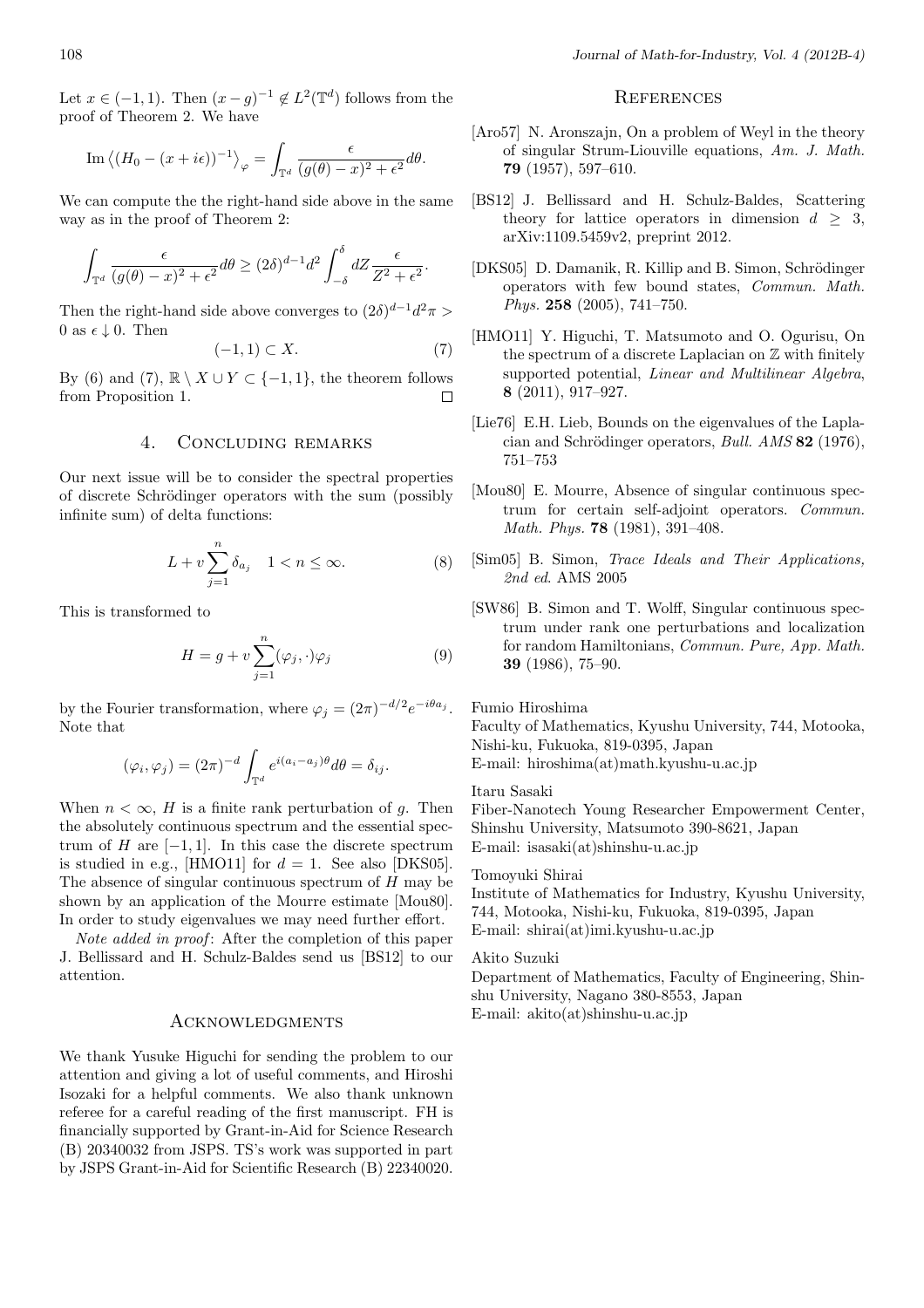Let $x \in (-1, 1)$. Then $(x - g)^{-1} \notin L^2(\mathbb{T}^d)$ follows from the proof of Theorem 2. We have

$$\mathrm{Im} \left\langle (H_0 - (x + i\epsilon))^{-1} \right\rangle_\varphi = \int_{\mathbb{T}^d} \frac{\epsilon}{(g(\theta) - x)^2 + \epsilon^2} d\theta.$$

We can compute the the right-hand side above in the same way as in the proof of Theorem 2:

$$\int_{\mathbb{T}^d} \frac{\epsilon}{(g(\theta) - x)^2 + \epsilon^2} d\theta \geq (2\delta)^{d-1} d^2 \int_{-\delta}^{\delta} dZ \frac{\epsilon}{Z^2 + \epsilon^2}.$$

Then the right-hand side above converges to $(2\delta)^{d-1} d^2 \pi > 0$ as $\epsilon \downarrow 0$. Then

$$(-1, 1) \subset X. \tag{7}$$

By (6) and (7), $\mathbb{R} \setminus X \cup Y \subset \{-1, 1\}$, the theorem follows from Proposition 1. $\square$

## 4. Concluding remarks

Our next issue will be to consider the spectral properties of discrete Schrödinger operators with the sum (possibly infinite sum) of delta functions:

$$L + v \sum_{j=1}^{n} \delta_{a_j} \quad 1 < n \leq \infty. \tag{8}$$

This is transformed to

$$H = g + v \sum_{j=1}^{n} (\varphi_j, \cdot) \varphi_j \tag{9}$$

by the Fourier transformation, where $\varphi_j = (2\pi)^{-d/2} e^{-i\theta a_j}$. Note that

$$(\varphi_i, \varphi_j) = (2\pi)^{-d} \int_{\mathbb{T}^d} e^{i(a_i - a_j)\theta} d\theta = \delta_{ij}.$$

When $n < \infty$, $H$ is a finite rank perturbation of $g$. Then the absolutely continuous spectrum and the essential spectrum of $H$ are $[-1, 1]$. In this case the discrete spectrum is studied in e.g., [HMO11] for $d = 1$. See also [DKS05]. The absence of singular continuous spectrum of $H$ may be shown by an application of the Mourre estimate [Mou80]. In order to study eigenvalues we may need further effort.

*Note added in proof*: After the completion of this paper J. Bellissard and H. Schulz-Baldes send us [BS12] to our attention.

## Acknowledgments

We thank Yusuke Higuchi for sending the problem to our attention and giving a lot of useful comments, and Hiroshi Isozaki for a helpful comments. We also thank unknown referee for a careful reading of the first manuscript. FH is financially supported by Grant-in-Aid for Science Research (B) 20340032 from JSPS. TS's work was supported in part by JSPS Grant-in-Aid for Scientific Research (B) 22340020.

## References

[Aro57] N. Aronszajn, On a problem of Weyl in the theory of singular Strum-Liouville equations, *Am. J. Math.* **79** (1957), 597–610.

[BS12] J. Bellissard and H. Schulz-Baldes, Scattering theory for lattice operators in dimension $d \geq 3$, arXiv:1109.5459v2, preprint 2012.

[DKS05] D. Damanik, R. Killip and B. Simon, Schrödinger operators with few bound states, *Commun. Math. Phys.* **258** (2005), 741–750.

[HMO11] Y. Higuchi, T. Matsumoto and O. Ogurisu, On the spectrum of a discrete Laplacian on $\mathbb{Z}$ with finitely supported potential, *Linear and Multilinear Algebra*, **8** (2011), 917–927.

[Lie76] E.H. Lieb, Bounds on the eigenvalues of the Laplacian and Schrödinger operators, *Bull. AMS* **82** (1976), 751–753

[Mou80] E. Mourre, Absence of singular continuous spectrum for certain self-adjoint operators. *Commun. Math. Phys.* **78** (1981), 391–408.

[Sim05] B. Simon, *Trace Ideals and Their Applications, 2nd ed.* AMS 2005

[SW86] B. Simon and T. Wolff, Singular continuous spectrum under rank one perturbations and localization for random Hamiltonians, *Commun. Pure, App. Math.* **39** (1986), 75–90.

Fumio Hiroshima
Faculty of Mathematics, Kyushu University, 744, Motooka, Nishi-ku, Fukuoka, 819-0395, Japan
E-mail: hiroshima(at)math.kyushu-u.ac.jp

Itaru Sasaki
Fiber-Nanotech Young Researcher Empowerment Center, Shinshu University, Matsumoto 390-8621, Japan
E-mail: isasaki(at)shinshu-u.ac.jp

Tomoyuki Shirai
Institute of Mathematics for Industry, Kyushu University, 744, Motooka, Nishi-ku, Fukuoka, 819-0395, Japan
E-mail: shirai(at)imi.kyushu-u.ac.jp

Akito Suzuki
Department of Mathematics, Faculty of Engineering, Shinshu University, Nagano 380-8553, Japan
E-mail: akito(at)shinshu-u.ac.jp